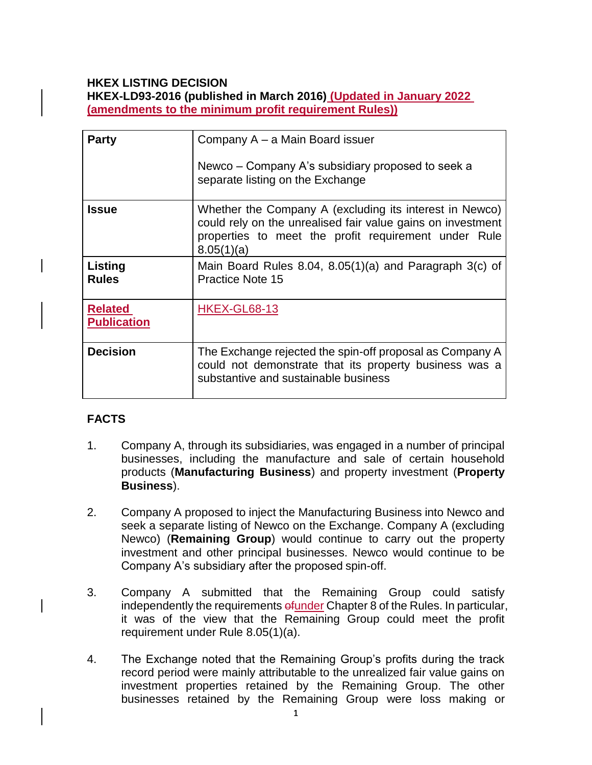**HKEX LISTING DECISION**
**HKEX-LD93-2016 (published in March 2016) (Updated in January 2022 (amendments to the minimum profit requirement Rules))**

| **Party** | Company A – a Main Board issuer<br><br>Newco – Company A's subsidiary proposed to seek a separate listing on the Exchange |
|---|---|
| **Issue** | Whether the Company A (excluding its interest in Newco) could rely on the unrealised fair value gains on investment properties to meet the profit requirement under Rule 8.05(1)(a) |
| **Listing Rules** | Main Board Rules 8.04, 8.05(1)(a) and Paragraph 3(c) of Practice Note 15 |
| **Related Publication** | HKEX-GL68-13 |
| **Decision** | The Exchange rejected the spin-off proposal as Company A could not demonstrate that its property business was a substantive and sustainable business |

**FACTS**

1. Company A, through its subsidiaries, was engaged in a number of principal businesses, including the manufacture and sale of certain household products (**Manufacturing Business**) and property investment (**Property Business**).

2. Company A proposed to inject the Manufacturing Business into Newco and seek a separate listing of Newco on the Exchange. Company A (excluding Newco) (**Remaining Group**) would continue to carry out the property investment and other principal businesses. Newco would continue to be Company A's subsidiary after the proposed spin-off.

3. Company A submitted that the Remaining Group could satisfy independently the requirements ~~of~~under Chapter 8 of the Rules. In particular, it was of the view that the Remaining Group could meet the profit requirement under Rule 8.05(1)(a).

4. The Exchange noted that the Remaining Group's profits during the track record period were mainly attributable to the unrealized fair value gains on investment properties retained by the Remaining Group. The other businesses retained by the Remaining Group were loss making or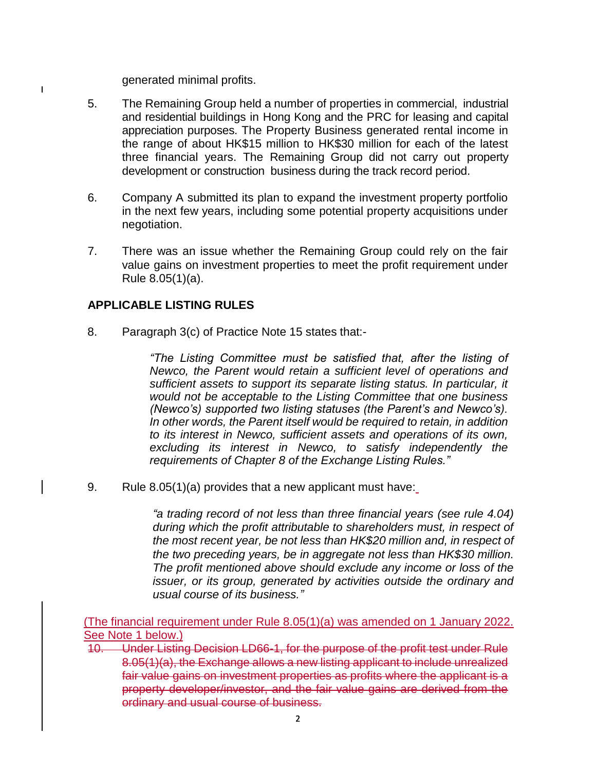generated minimal profits.

5. The Remaining Group held a number of properties in commercial, industrial and residential buildings in Hong Kong and the PRC for leasing and capital appreciation purposes. The Property Business generated rental income in the range of about HK$15 million to HK$30 million for each of the latest three financial years. The Remaining Group did not carry out property development or construction business during the track record period.

6. Company A submitted its plan to expand the investment property portfolio in the next few years, including some potential property acquisitions under negotiation.

7. There was an issue whether the Remaining Group could rely on the fair value gains on investment properties to meet the profit requirement under Rule 8.05(1)(a).

## APPLICABLE LISTING RULES

8. Paragraph 3(c) of Practice Note 15 states that:-

> *"The Listing Committee must be satisfied that, after the listing of Newco, the Parent would retain a sufficient level of operations and sufficient assets to support its separate listing status. In particular, it would not be acceptable to the Listing Committee that one business (Newco's) supported two listing statuses (the Parent's and Newco's). In other words, the Parent itself would be required to retain, in addition to its interest in Newco, sufficient assets and operations of its own, excluding its interest in Newco, to satisfy independently the requirements of Chapter 8 of the Exchange Listing Rules."*

9. Rule 8.05(1)(a) provides that a new applicant must have:

> *"a trading record of not less than three financial years (see rule 4.04) during which the profit attributable to shareholders must, in respect of the most recent year, be not less than HK$20 million and, in respect of the two preceding years, be in aggregate not less than HK$30 million. The profit mentioned above should exclude any income or loss of the issuer, or its group, generated by activities outside the ordinary and usual course of its business."*

(The financial requirement under Rule 8.05(1)(a) was amended on 1 January 2022. See Note 1 below.)

~~10. Under Listing Decision LD66-1, for the purpose of the profit test under Rule 8.05(1)(a), the Exchange allows a new listing applicant to include unrealized fair value gains on investment properties as profits where the applicant is a property developer/investor, and the fair value gains are derived from the ordinary and usual course of business.~~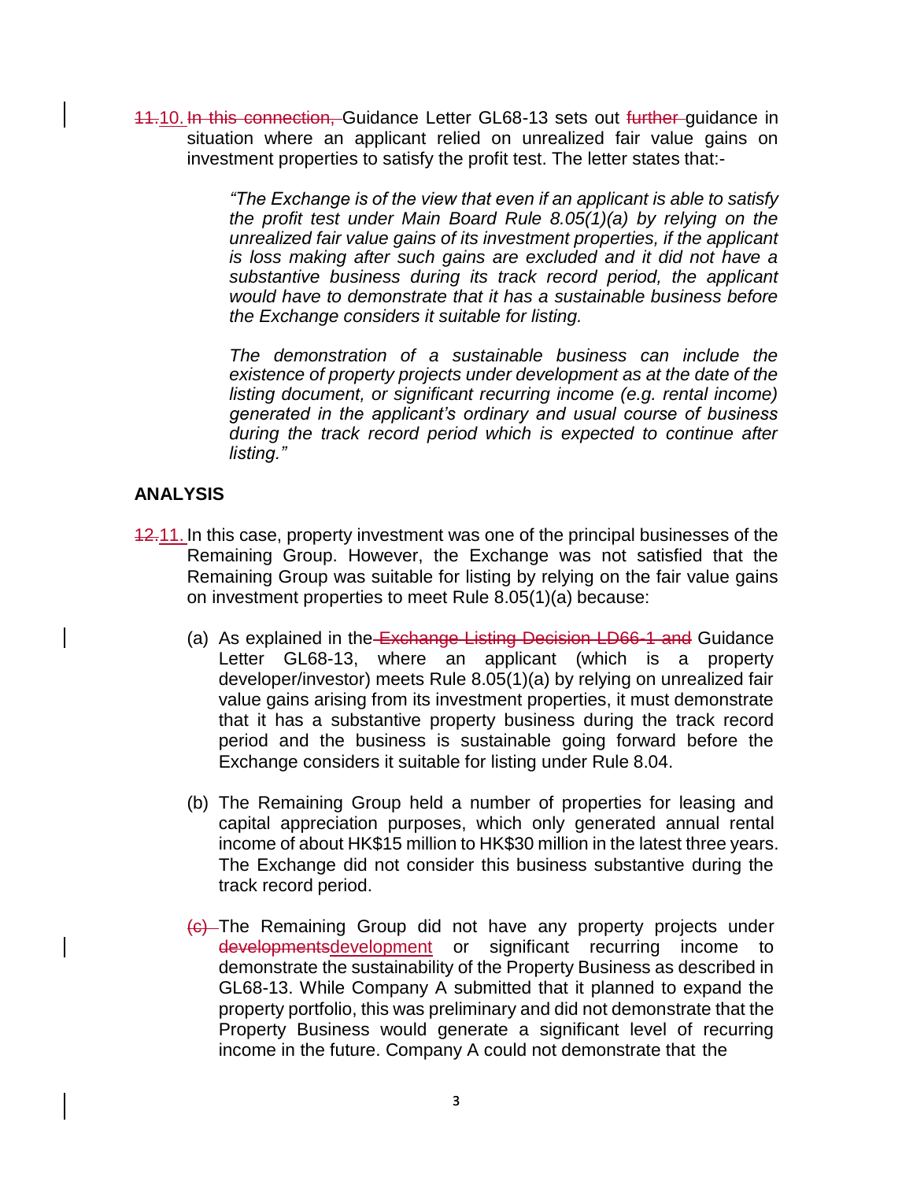~~11.~~10. ~~In this connection,~~ Guidance Letter GL68-13 sets out ~~further~~ guidance in situation where an applicant relied on unrealized fair value gains on investment properties to satisfy the profit test. The letter states that:-

> *"The Exchange is of the view that even if an applicant is able to satisfy the profit test under Main Board Rule 8.05(1)(a) by relying on the unrealized fair value gains of its investment properties, if the applicant is loss making after such gains are excluded and it did not have a substantive business during its track record period, the applicant would have to demonstrate that it has a sustainable business before the Exchange considers it suitable for listing.*
>
> *The demonstration of a sustainable business can include the existence of property projects under development as at the date of the listing document, or significant recurring income (e.g. rental income) generated in the applicant's ordinary and usual course of business during the track record period which is expected to continue after listing."*

**ANALYSIS**

~~12.~~11. In this case, property investment was one of the principal businesses of the Remaining Group. However, the Exchange was not satisfied that the Remaining Group was suitable for listing by relying on the fair value gains on investment properties to meet Rule 8.05(1)(a) because:

(a) As explained in the ~~Exchange Listing Decision LD66-1 and~~ Guidance Letter GL68-13, where an applicant (which is a property developer/investor) meets Rule 8.05(1)(a) by relying on unrealized fair value gains arising from its investment properties, it must demonstrate that it has a substantive property business during the track record period and the business is sustainable going forward before the Exchange considers it suitable for listing under Rule 8.04.

(b) The Remaining Group held a number of properties for leasing and capital appreciation purposes, which only generated annual rental income of about HK$15 million to HK$30 million in the latest three years. The Exchange did not consider this business substantive during the track record period.

~~(c)~~ The Remaining Group did not have any property projects under ~~developments~~development or significant recurring income to demonstrate the sustainability of the Property Business as described in GL68-13. While Company A submitted that it planned to expand the property portfolio, this was preliminary and did not demonstrate that the Property Business would generate a significant level of recurring income in the future. Company A could not demonstrate that the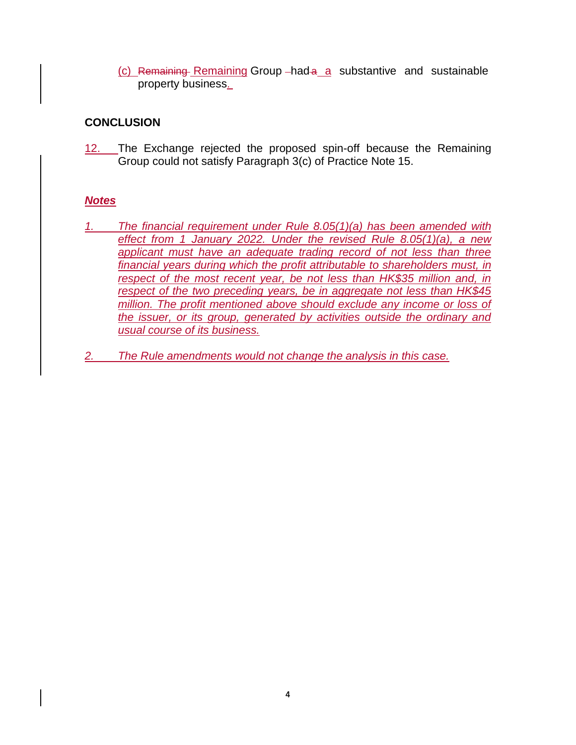(c) Remaining Group had a substantive and sustainable property business.

**CONCLUSION**

12. The Exchange rejected the proposed spin-off because the Remaining Group could not satisfy Paragraph 3(c) of Practice Note 15.

***Notes***

1. *The financial requirement under Rule 8.05(1)(a) has been amended with effect from 1 January 2022. Under the revised Rule 8.05(1)(a), a new applicant must have an adequate trading record of not less than three financial years during which the profit attributable to shareholders must, in respect of the most recent year, be not less than HK$35 million and, in respect of the two preceding years, be in aggregate not less than HK$45 million. The profit mentioned above should exclude any income or loss of the issuer, or its group, generated by activities outside the ordinary and usual course of its business.*

2. *The Rule amendments would not change the analysis in this case.*